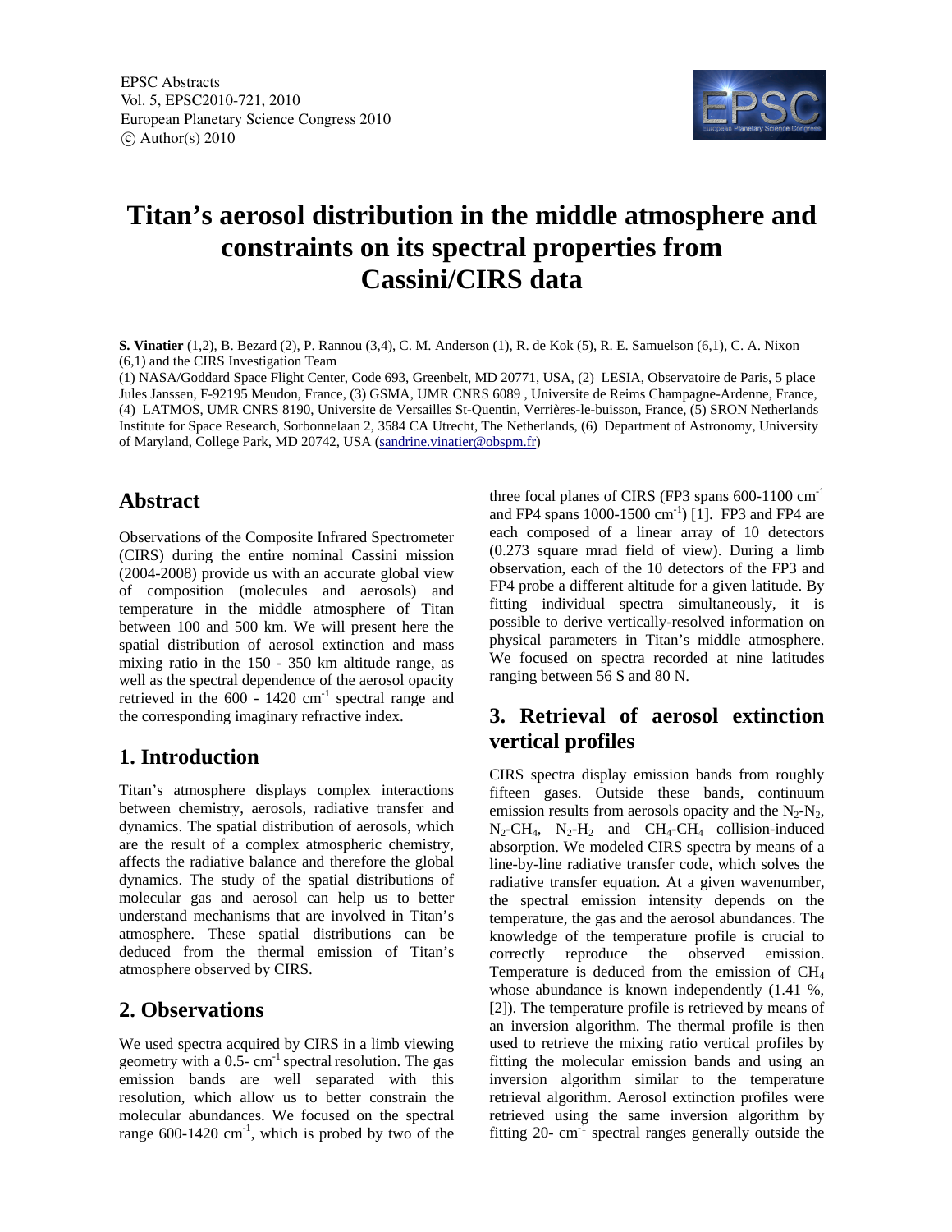EPSC Abstracts
Vol. 5, EPSC2010-721, 2010
European Planetary Science Congress 2010
© Author(s) 2010

# Titan's aerosol distribution in the middle atmosphere and constraints on its spectral properties from Cassini/CIRS data

**S. Vinatier** (1,2), B. Bezard (2), P. Rannou (3,4), C. M. Anderson (1), R. de Kok (5), R. E. Samuelson (6,1), C. A. Nixon (6,1) and the CIRS Investigation Team

(1) NASA/Goddard Space Flight Center, Code 693, Greenbelt, MD 20771, USA, (2) LESIA, Observatoire de Paris, 5 place Jules Janssen, F-92195 Meudon, France, (3) GSMA, UMR CNRS 6089 , Universite de Reims Champagne-Ardenne, France, (4) LATMOS, UMR CNRS 8190, Universite de Versailles St-Quentin, Verrières-le-buisson, France, (5) SRON Netherlands Institute for Space Research, Sorbonnelaan 2, 3584 CA Utrecht, The Netherlands, (6) Department of Astronomy, University of Maryland, College Park, MD 20742, USA (sandrine.vinatier@obspm.fr)

## Abstract

Observations of the Composite Infrared Spectrometer (CIRS) during the entire nominal Cassini mission (2004-2008) provide us with an accurate global view of composition (molecules and aerosols) and temperature in the middle atmosphere of Titan between 100 and 500 km. We will present here the spatial distribution of aerosol extinction and mass mixing ratio in the 150 - 350 km altitude range, as well as the spectral dependence of the aerosol opacity retrieved in the 600 - 1420 $cm^{-1}$ spectral range and the corresponding imaginary refractive index.

## 1. Introduction

Titan's atmosphere displays complex interactions between chemistry, aerosols, radiative transfer and dynamics. The spatial distribution of aerosols, which are the result of a complex atmospheric chemistry, affects the radiative balance and therefore the global dynamics. The study of the spatial distributions of molecular gas and aerosol can help us to better understand mechanisms that are involved in Titan's atmosphere. These spatial distributions can be deduced from the thermal emission of Titan's atmosphere observed by CIRS.

## 2. Observations

We used spectra acquired by CIRS in a limb viewing geometry with a 0.5- $cm^{-1}$ spectral resolution. The gas emission bands are well separated with this resolution, which allow us to better constrain the molecular abundances. We focused on the spectral range 600-1420 $cm^{-1}$, which is probed by two of the three focal planes of CIRS (FP3 spans 600-1100 $cm^{-1}$ and FP4 spans 1000-1500 $cm^{-1}$) [1]. FP3 and FP4 are each composed of a linear array of 10 detectors (0.273 square mrad field of view). During a limb observation, each of the 10 detectors of the FP3 and FP4 probe a different altitude for a given latitude. By fitting individual spectra simultaneously, it is possible to derive vertically-resolved information on physical parameters in Titan's middle atmosphere. We focused on spectra recorded at nine latitudes ranging between 56 S and 80 N.

## 3. Retrieval of aerosol extinction vertical profiles

CIRS spectra display emission bands from roughly fifteen gases. Outside these bands, continuum emission results from aerosols opacity and the $N_2$-$N_2$, $N_2$-$CH_4$, $N_2$-$H_2$ and $CH_4$-$CH_4$ collision-induced absorption. We modeled CIRS spectra by means of a line-by-line radiative transfer code, which solves the radiative transfer equation. At a given wavenumber, the spectral emission intensity depends on the temperature, the gas and the aerosol abundances. The knowledge of the temperature profile is crucial to correctly reproduce the observed emission. Temperature is deduced from the emission of $CH_4$ whose abundance is known independently (1.41 %, [2]). The temperature profile is retrieved by means of an inversion algorithm. The thermal profile is then used to retrieve the mixing ratio vertical profiles by fitting the molecular emission bands and using an inversion algorithm similar to the temperature retrieval algorithm. Aerosol extinction profiles were retrieved using the same inversion algorithm by fitting 20- $cm^{-1}$ spectral ranges generally outside the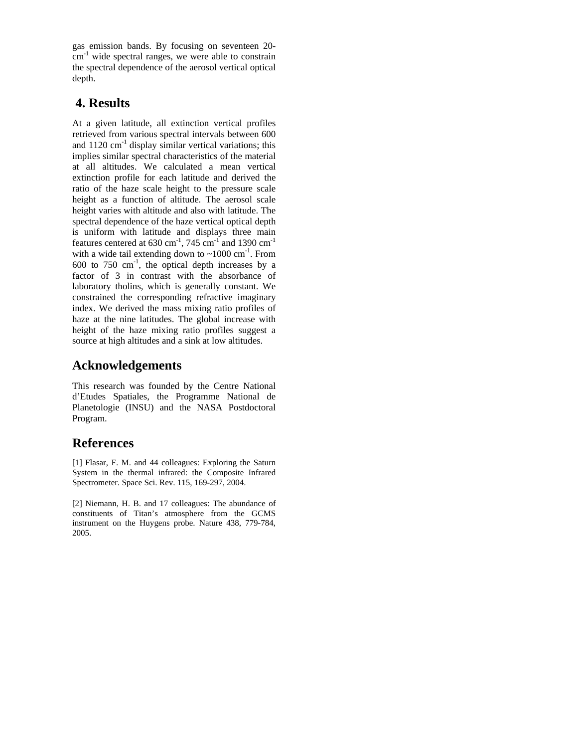gas emission bands. By focusing on seventeen 20-$cm^{-1}$ wide spectral ranges, we were able to constrain the spectral dependence of the aerosol vertical optical depth.

## 4. Results

At a given latitude, all extinction vertical profiles retrieved from various spectral intervals between 600 and 1120 $cm^{-1}$ display similar vertical variations; this implies similar spectral characteristics of the material at all altitudes. We calculated a mean vertical extinction profile for each latitude and derived the ratio of the haze scale height to the pressure scale height as a function of altitude. The aerosol scale height varies with altitude and also with latitude. The spectral dependence of the haze vertical optical depth is uniform with latitude and displays three main features centered at 630 $cm^{-1}$, 745 $cm^{-1}$ and 1390 $cm^{-1}$ with a wide tail extending down to ~1000 $cm^{-1}$. From 600 to 750 $cm^{-1}$, the optical depth increases by a factor of 3 in contrast with the absorbance of laboratory tholins, which is generally constant. We constrained the corresponding refractive imaginary index. We derived the mass mixing ratio profiles of haze at the nine latitudes. The global increase with height of the haze mixing ratio profiles suggest a source at high altitudes and a sink at low altitudes.

## Acknowledgements

This research was founded by the Centre National d'Etudes Spatiales, the Programme National de Planetologie (INSU) and the NASA Postdoctoral Program.

## References

[1] Flasar, F. M. and 44 colleagues: Exploring the Saturn System in the thermal infrared: the Composite Infrared Spectrometer. Space Sci. Rev. 115, 169-297, 2004.

[2] Niemann, H. B. and 17 colleagues: The abundance of constituents of Titan's atmosphere from the GCMS instrument on the Huygens probe. Nature 438, 779-784, 2005.